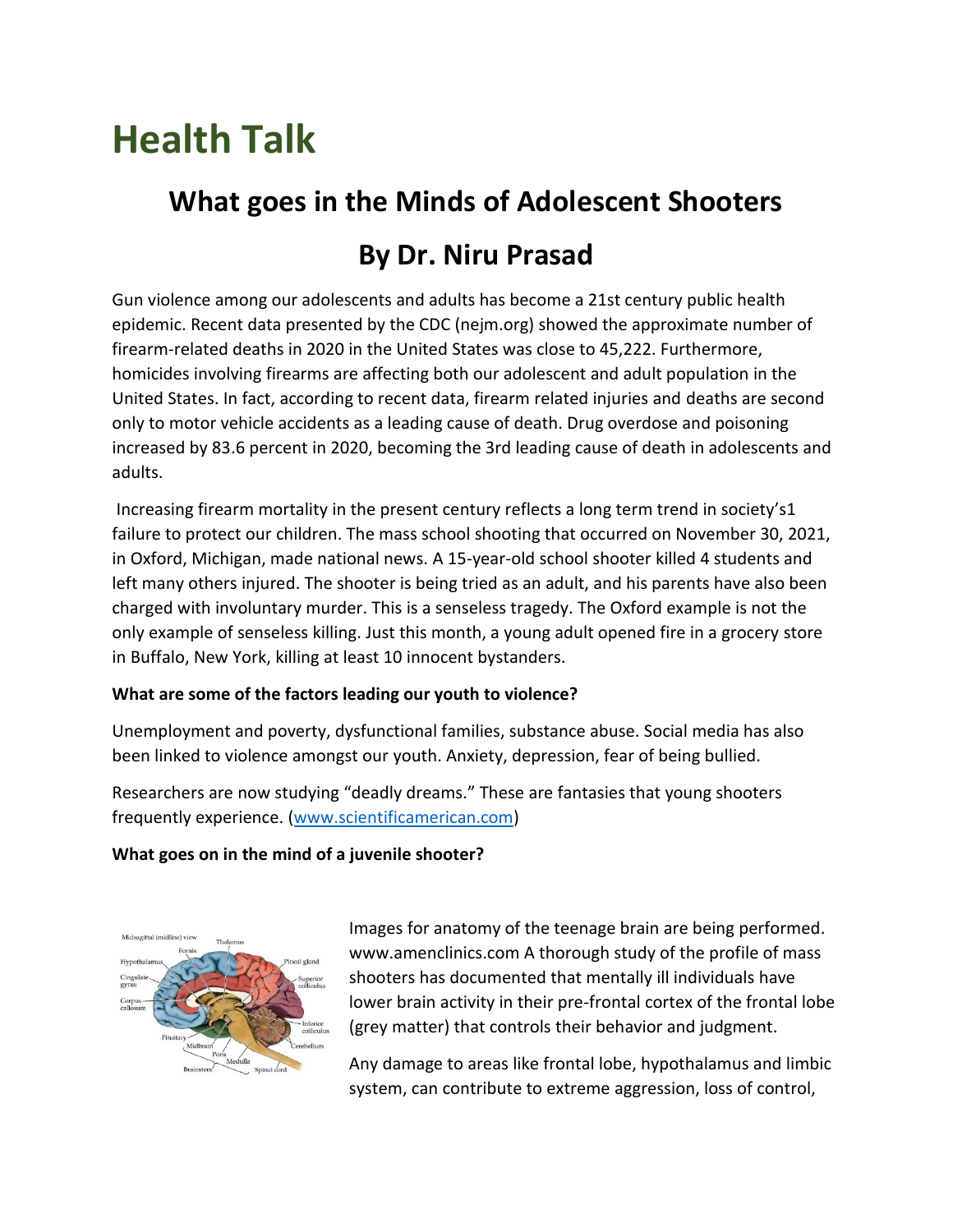# Health Talk

## What goes in the Minds of Adolescent Shooters

## By Dr. Niru Prasad

Gun violence among our adolescents and adults has become a 21st century public health epidemic. Recent data presented by the CDC (nejm.org) showed the approximate number of firearm-related deaths in 2020 in the United States was close to 45,222. Furthermore, homicides involving firearms are affecting both our adolescent and adult population in the United States. In fact, according to recent data, firearm related injuries and deaths are second only to motor vehicle accidents as a leading cause of death. Drug overdose and poisoning increased by 83.6 percent in 2020, becoming the 3rd leading cause of death in adolescents and adults.

Increasing firearm mortality in the present century reflects a long term trend in society's1 failure to protect our children. The mass school shooting that occurred on November 30, 2021, in Oxford, Michigan, made national news. A 15-year-old school shooter killed 4 students and left many others injured. The shooter is being tried as an adult, and his parents have also been charged with involuntary murder. This is a senseless tragedy. The Oxford example is not the only example of senseless killing. Just this month, a young adult opened fire in a grocery store in Buffalo, New York, killing at least 10 innocent bystanders.

**What are some of the factors leading our youth to violence?**

Unemployment and poverty, dysfunctional families, substance abuse. Social media has also been linked to violence amongst our youth. Anxiety, depression, fear of being bullied.

Researchers are now studying "deadly dreams." These are fantasies that young shooters frequently experience. (www.scientificamerican.com)

**What goes on in the mind of a juvenile shooter?**

Images for anatomy of the teenage brain are being performed. www.amenclinics.com A thorough study of the profile of mass shooters has documented that mentally ill individuals have lower brain activity in their pre-frontal cortex of the frontal lobe (grey matter) that controls their behavior and judgment.

Any damage to areas like frontal lobe, hypothalamus and limbic system, can contribute to extreme aggression, loss of control,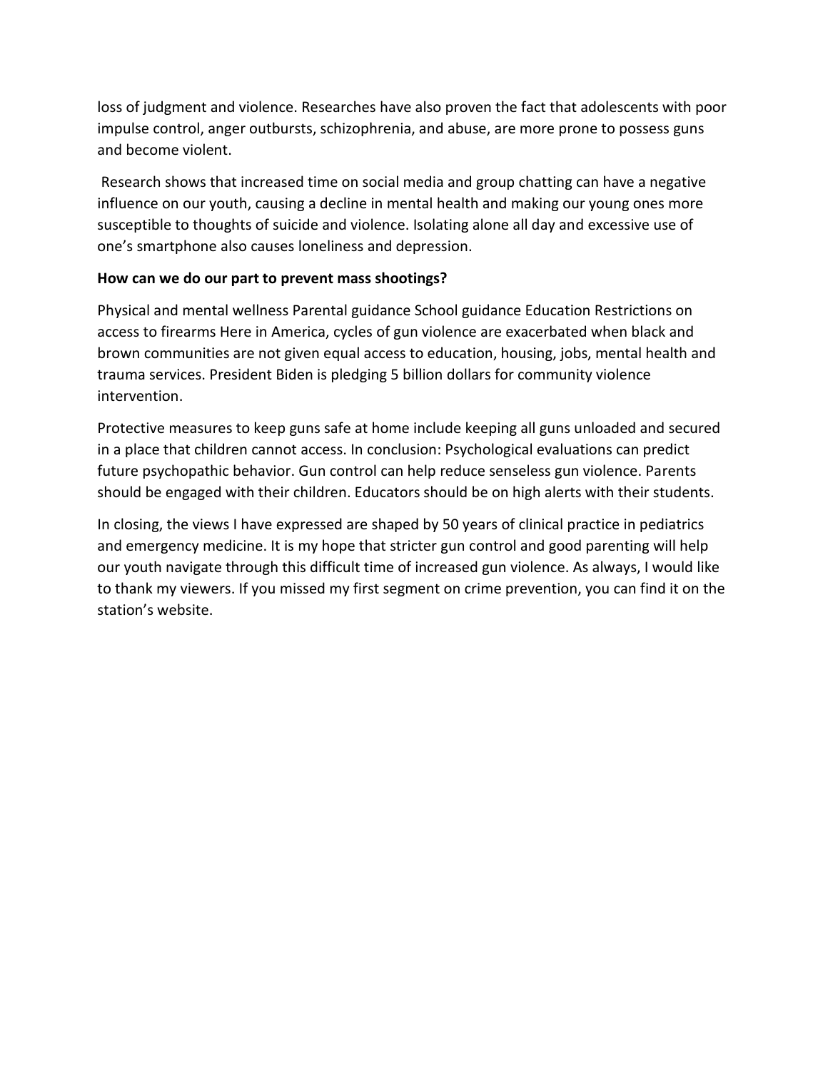loss of judgment and violence. Researches have also proven the fact that adolescents with poor impulse control, anger outbursts, schizophrenia, and abuse, are more prone to possess guns and become violent.

Research shows that increased time on social media and group chatting can have a negative influence on our youth, causing a decline in mental health and making our young ones more susceptible to thoughts of suicide and violence. Isolating alone all day and excessive use of one's smartphone also causes loneliness and depression.

**How can we do our part to prevent mass shootings?**

Physical and mental wellness Parental guidance School guidance Education Restrictions on access to firearms Here in America, cycles of gun violence are exacerbated when black and brown communities are not given equal access to education, housing, jobs, mental health and trauma services. President Biden is pledging 5 billion dollars for community violence intervention.

Protective measures to keep guns safe at home include keeping all guns unloaded and secured in a place that children cannot access. In conclusion: Psychological evaluations can predict future psychopathic behavior. Gun control can help reduce senseless gun violence. Parents should be engaged with their children. Educators should be on high alerts with their students.

In closing, the views I have expressed are shaped by 50 years of clinical practice in pediatrics and emergency medicine. It is my hope that stricter gun control and good parenting will help our youth navigate through this difficult time of increased gun violence. As always, I would like to thank my viewers. If you missed my first segment on crime prevention, you can find it on the station's website.